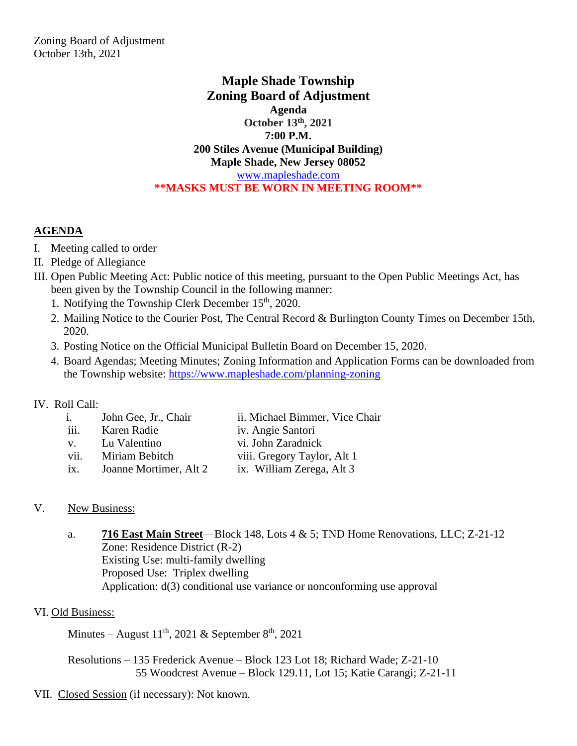Zoning Board of Adjustment
October 13th, 2021

# Maple Shade Township
# Zoning Board of Adjustment

**Agenda**
**October 13th, 2021**
**7:00 P.M.**
**200 Stiles Avenue (Municipal Building)**
**Maple Shade, New Jersey 08052**
www.mapleshade.com
**\*\*MASKS MUST BE WORN IN MEETING ROOM\*\***

## AGENDA

I. Meeting called to order

II. Pledge of Allegiance

III. Open Public Meeting Act: Public notice of this meeting, pursuant to the Open Public Meetings Act, has been given by the Township Council in the following manner:

1. Notifying the Township Clerk December 15th, 2020.
2. Mailing Notice to the Courier Post, The Central Record & Burlington County Times on December 15th, 2020.
3. Posting Notice on the Official Municipal Bulletin Board on December 15, 2020.
4. Board Agendas; Meeting Minutes; Zoning Information and Application Forms can be downloaded from the Township website: https://www.mapleshade.com/planning-zoning

IV. Roll Call:

| | |
|---|---|
| i. John Gee, Jr., Chair | ii. Michael Bimmer, Vice Chair |
| iii. Karen Radie | iv. Angie Santori |
| v. Lu Valentino | vi. John Zaradnick |
| vii. Miriam Bebitch | viii. Gregory Taylor, Alt 1 |
| ix. Joanne Mortimer, Alt 2 | ix. William Zerega, Alt 3 |

V. New Business:

a. **716 East Main Street**—Block 148, Lots 4 & 5; TND Home Renovations, LLC; Z-21-12
Zone: Residence District (R-2)
Existing Use: multi-family dwelling
Proposed Use: Triplex dwelling
Application: d(3) conditional use variance or nonconforming use approval

VI. Old Business:

Minutes – August 11th, 2021 & September 8th, 2021

Resolutions – 135 Frederick Avenue – Block 123 Lot 18; Richard Wade; Z-21-10
55 Woodcrest Avenue – Block 129.11, Lot 15; Katie Carangi; Z-21-11

VII. Closed Session (if necessary): Not known.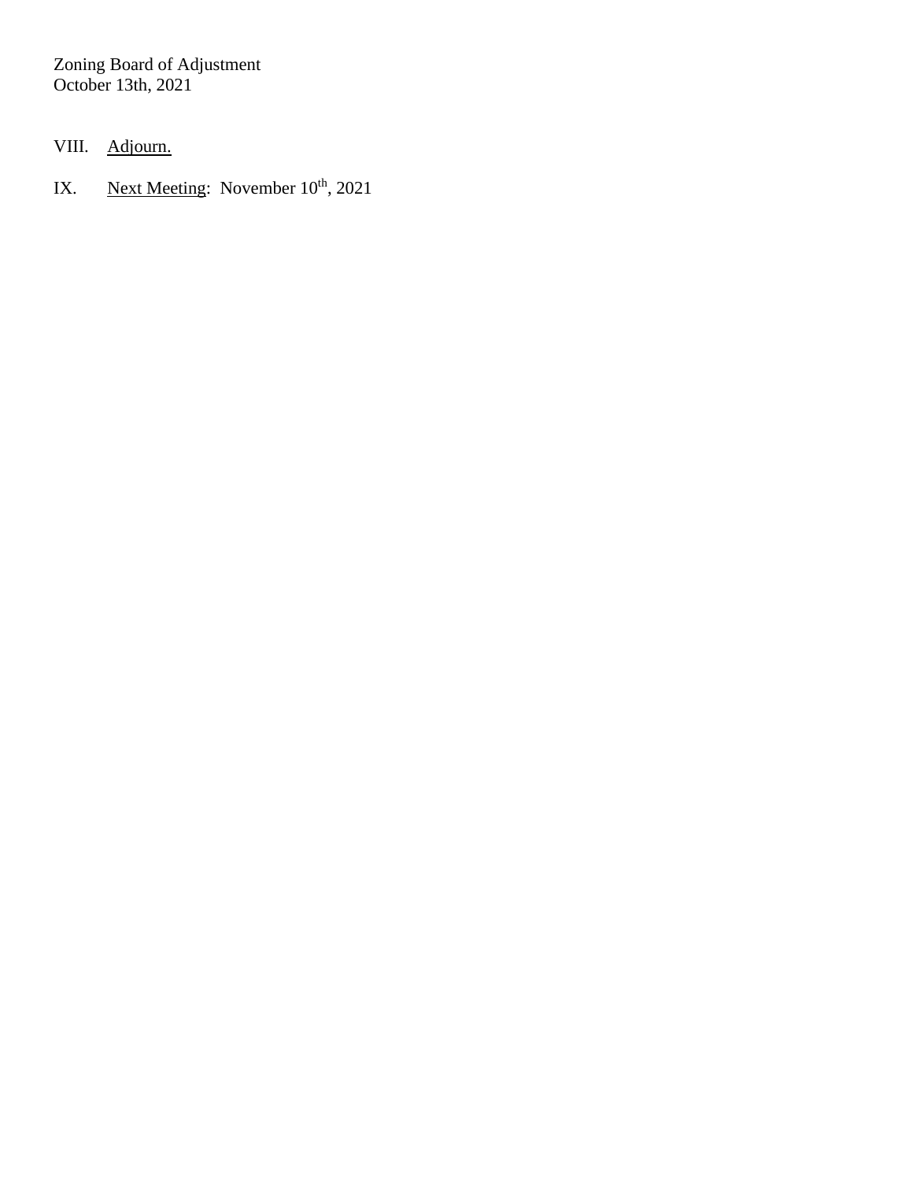VIII. Adjourn.

IX. Next Meeting: November 10th, 2021